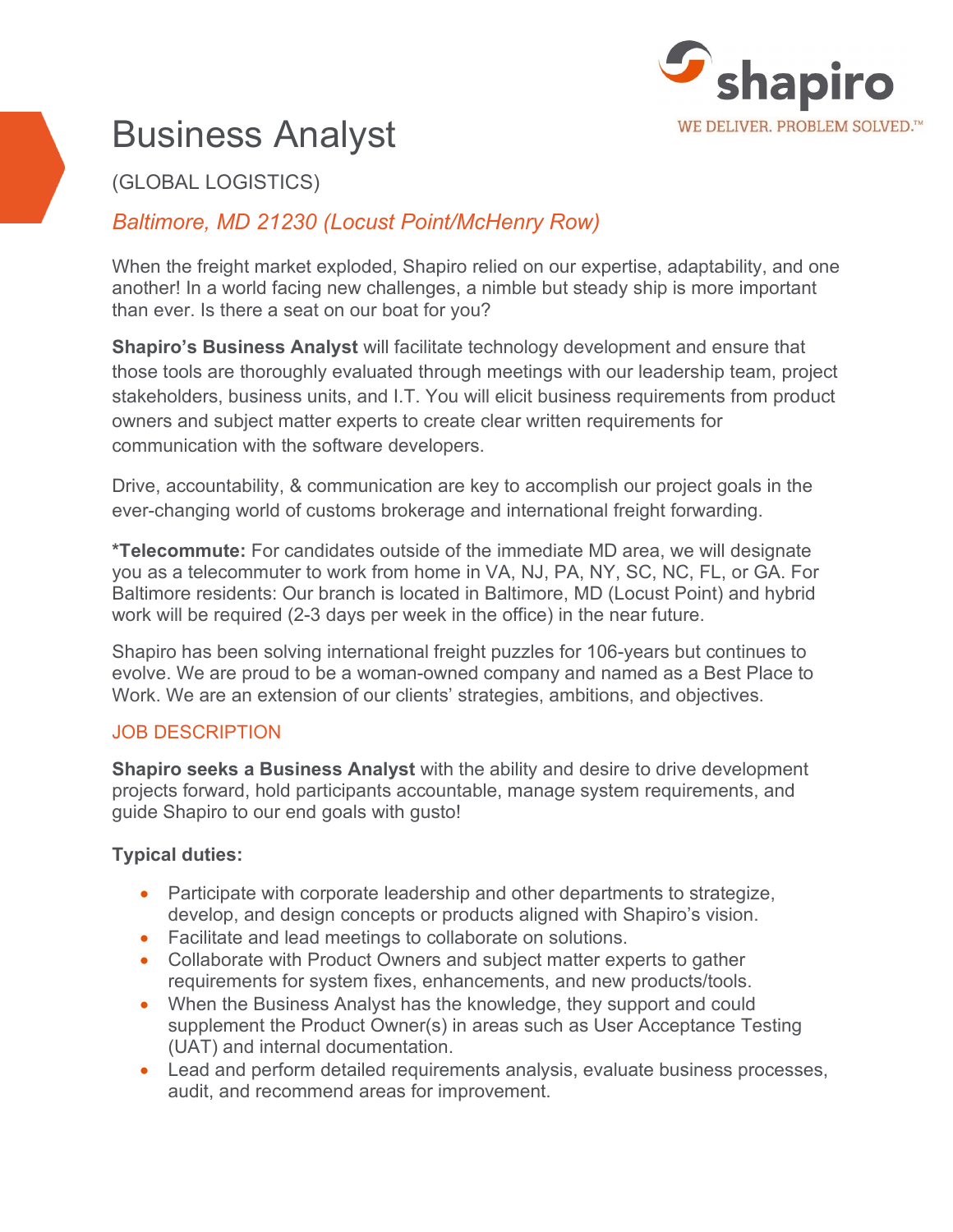shapiro

WE DELIVER. PROBLEM SOLVED.™

# Business Analyst

(GLOBAL LOGISTICS)

*Baltimore, MD 21230 (Locust Point/McHenry Row)*

When the freight market exploded, Shapiro relied on our expertise, adaptability, and one another! In a world facing new challenges, a nimble but steady ship is more important than ever. Is there a seat on our boat for you?

**Shapiro's Business Analyst** will facilitate technology development and ensure that those tools are thoroughly evaluated through meetings with our leadership team, project stakeholders, business units, and I.T. You will elicit business requirements from product owners and subject matter experts to create clear written requirements for communication with the software developers.

Drive, accountability, & communication are key to accomplish our project goals in the ever-changing world of customs brokerage and international freight forwarding.

**\*Telecommute:** For candidates outside of the immediate MD area, we will designate you as a telecommuter to work from home in VA, NJ, PA, NY, SC, NC, FL, or GA. For Baltimore residents: Our branch is located in Baltimore, MD (Locust Point) and hybrid work will be required (2-3 days per week in the office) in the near future.

Shapiro has been solving international freight puzzles for 106-years but continues to evolve. We are proud to be a woman-owned company and named as a Best Place to Work. We are an extension of our clients' strategies, ambitions, and objectives.

## JOB DESCRIPTION

**Shapiro seeks a Business Analyst** with the ability and desire to drive development projects forward, hold participants accountable, manage system requirements, and guide Shapiro to our end goals with gusto!

**Typical duties:**

- Participate with corporate leadership and other departments to strategize, develop, and design concepts or products aligned with Shapiro's vision.
- Facilitate and lead meetings to collaborate on solutions.
- Collaborate with Product Owners and subject matter experts to gather requirements for system fixes, enhancements, and new products/tools.
- When the Business Analyst has the knowledge, they support and could supplement the Product Owner(s) in areas such as User Acceptance Testing (UAT) and internal documentation.
- Lead and perform detailed requirements analysis, evaluate business processes, audit, and recommend areas for improvement.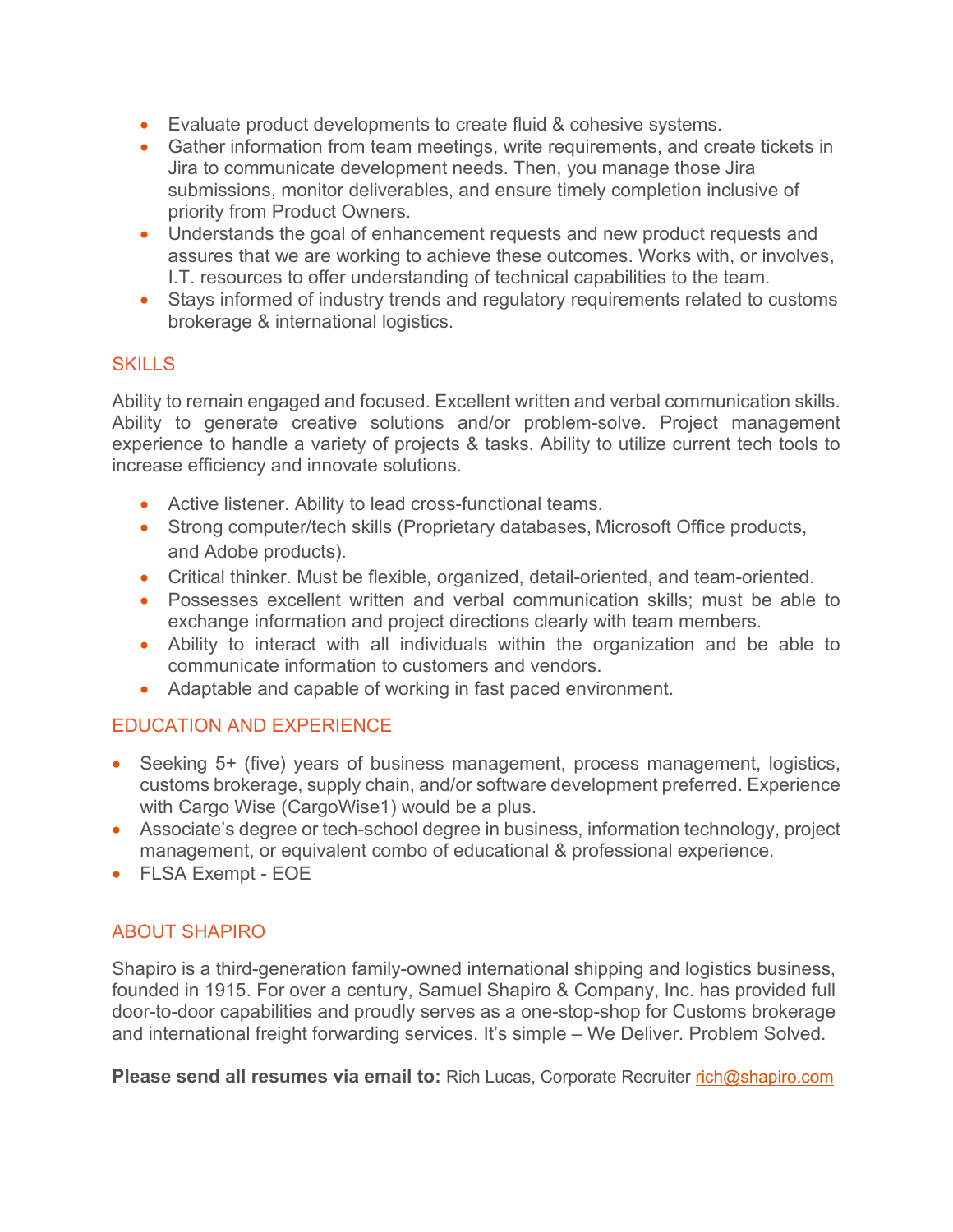- Evaluate product developments to create fluid & cohesive systems.
- Gather information from team meetings, write requirements, and create tickets in Jira to communicate development needs. Then, you manage those Jira submissions, monitor deliverables, and ensure timely completion inclusive of priority from Product Owners.
- Understands the goal of enhancement requests and new product requests and assures that we are working to achieve these outcomes. Works with, or involves, I.T. resources to offer understanding of technical capabilities to the team.
- Stays informed of industry trends and regulatory requirements related to customs brokerage & international logistics.

## SKILLS

Ability to remain engaged and focused. Excellent written and verbal communication skills. Ability to generate creative solutions and/or problem-solve. Project management experience to handle a variety of projects & tasks. Ability to utilize current tech tools to increase efficiency and innovate solutions.

- Active listener. Ability to lead cross-functional teams.
- Strong computer/tech skills (Proprietary databases, Microsoft Office products, and Adobe products).
- Critical thinker. Must be flexible, organized, detail-oriented, and team-oriented.
- Possesses excellent written and verbal communication skills; must be able to exchange information and project directions clearly with team members.
- Ability to interact with all individuals within the organization and be able to communicate information to customers and vendors.
- Adaptable and capable of working in fast paced environment.

## EDUCATION AND EXPERIENCE

- Seeking 5+ (five) years of business management, process management, logistics, customs brokerage, supply chain, and/or software development preferred. Experience with Cargo Wise (CargoWise1) would be a plus.
- Associate's degree or tech-school degree in business, information technology, project management, or equivalent combo of educational & professional experience.
- FLSA Exempt - EOE

## ABOUT SHAPIRO

Shapiro is a third-generation family-owned international shipping and logistics business, founded in 1915. For over a century, Samuel Shapiro & Company, Inc. has provided full door-to-door capabilities and proudly serves as a one-stop-shop for Customs brokerage and international freight forwarding services. It's simple – We Deliver. Problem Solved.

**Please send all resumes via email to:** Rich Lucas, Corporate Recruiter rich@shapiro.com